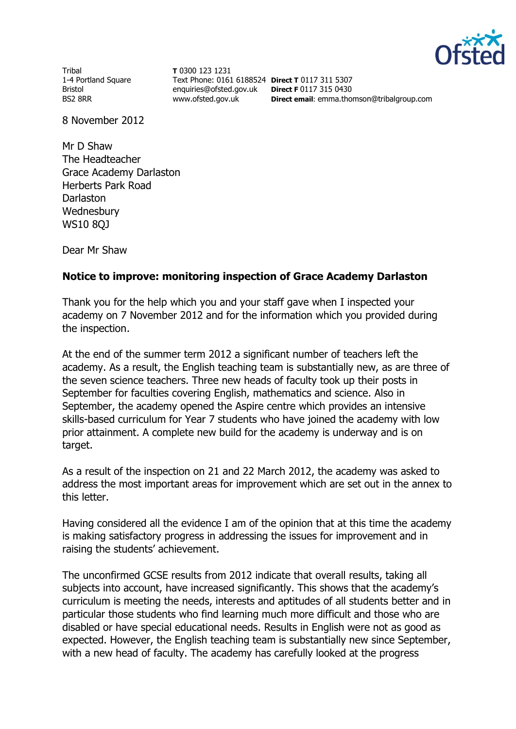Tribal
1-4 Portland Square
Bristol
BS2 8RR

**T** 0300 123 1231
Text Phone: 0161 6188524
enquiries@ofsted.gov.uk
www.ofsted.gov.uk

**Direct T** 0117 311 5307
**Direct F** 0117 315 0430
**Direct email**: emma.thomson@tribalgroup.com

8 November 2012

Mr D Shaw
The Headteacher
Grace Academy Darlaston
Herberts Park Road
Darlaston
Wednesbury
WS10 8QJ

Dear Mr Shaw

**Notice to improve: monitoring inspection of Grace Academy Darlaston**

Thank you for the help which you and your staff gave when I inspected your academy on 7 November 2012 and for the information which you provided during the inspection.

At the end of the summer term 2012 a significant number of teachers left the academy. As a result, the English teaching team is substantially new, as are three of the seven science teachers. Three new heads of faculty took up their posts in September for faculties covering English, mathematics and science. Also in September, the academy opened the Aspire centre which provides an intensive skills-based curriculum for Year 7 students who have joined the academy with low prior attainment. A complete new build for the academy is underway and is on target.

As a result of the inspection on 21 and 22 March 2012, the academy was asked to address the most important areas for improvement which are set out in the annex to this letter.

Having considered all the evidence I am of the opinion that at this time the academy is making satisfactory progress in addressing the issues for improvement and in raising the students' achievement.

The unconfirmed GCSE results from 2012 indicate that overall results, taking all subjects into account, have increased significantly. This shows that the academy's curriculum is meeting the needs, interests and aptitudes of all students better and in particular those students who find learning much more difficult and those who are disabled or have special educational needs. Results in English were not as good as expected. However, the English teaching team is substantially new since September, with a new head of faculty. The academy has carefully looked at the progress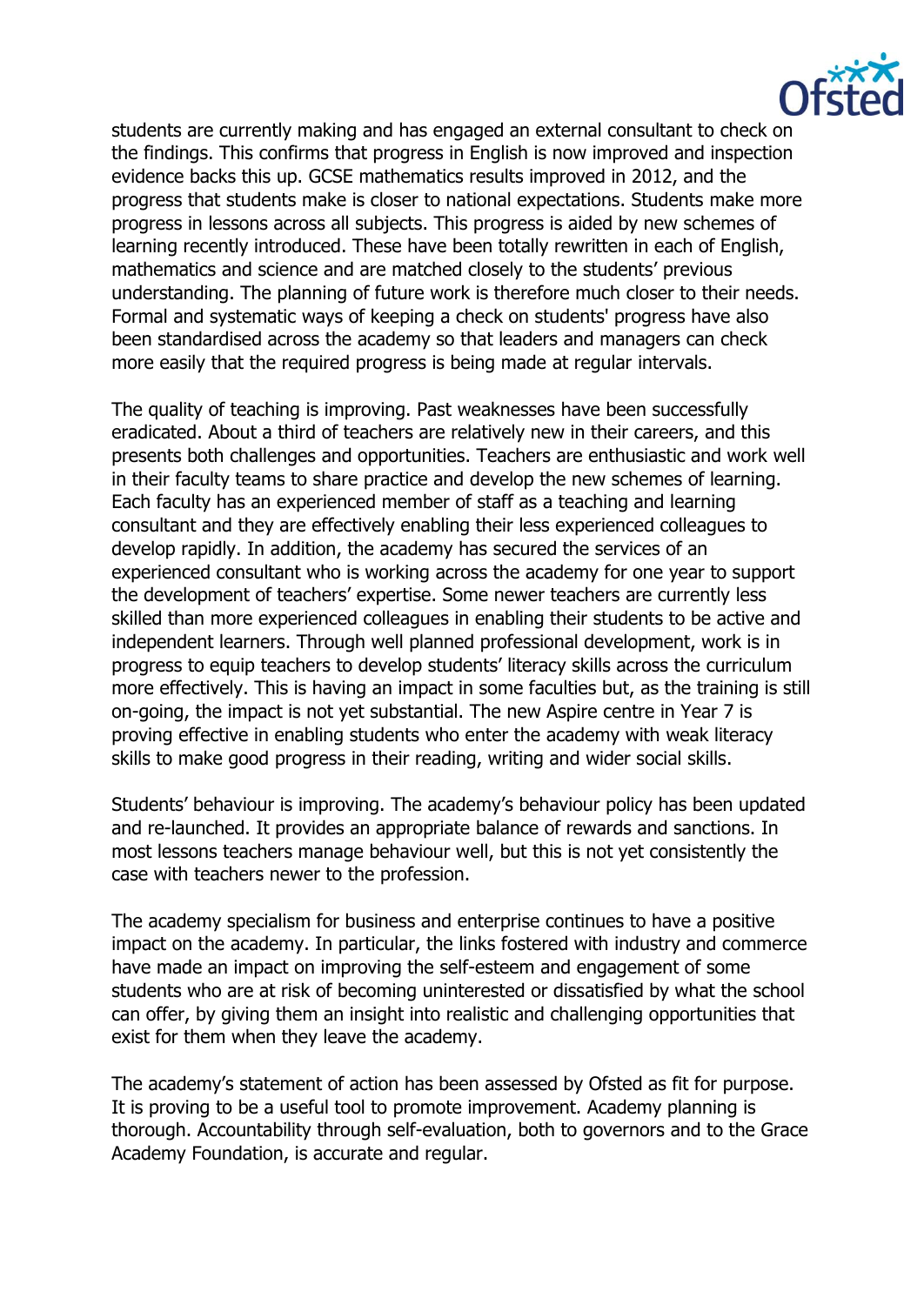students are currently making and has engaged an external consultant to check on the findings. This confirms that progress in English is now improved and inspection evidence backs this up. GCSE mathematics results improved in 2012, and the progress that students make is closer to national expectations. Students make more progress in lessons across all subjects. This progress is aided by new schemes of learning recently introduced. These have been totally rewritten in each of English, mathematics and science and are matched closely to the students' previous understanding. The planning of future work is therefore much closer to their needs. Formal and systematic ways of keeping a check on students' progress have also been standardised across the academy so that leaders and managers can check more easily that the required progress is being made at regular intervals.

The quality of teaching is improving. Past weaknesses have been successfully eradicated. About a third of teachers are relatively new in their careers, and this presents both challenges and opportunities. Teachers are enthusiastic and work well in their faculty teams to share practice and develop the new schemes of learning. Each faculty has an experienced member of staff as a teaching and learning consultant and they are effectively enabling their less experienced colleagues to develop rapidly. In addition, the academy has secured the services of an experienced consultant who is working across the academy for one year to support the development of teachers' expertise. Some newer teachers are currently less skilled than more experienced colleagues in enabling their students to be active and independent learners. Through well planned professional development, work is in progress to equip teachers to develop students' literacy skills across the curriculum more effectively. This is having an impact in some faculties but, as the training is still on-going, the impact is not yet substantial. The new Aspire centre in Year 7 is proving effective in enabling students who enter the academy with weak literacy skills to make good progress in their reading, writing and wider social skills.

Students' behaviour is improving. The academy's behaviour policy has been updated and re-launched. It provides an appropriate balance of rewards and sanctions. In most lessons teachers manage behaviour well, but this is not yet consistently the case with teachers newer to the profession.

The academy specialism for business and enterprise continues to have a positive impact on the academy. In particular, the links fostered with industry and commerce have made an impact on improving the self-esteem and engagement of some students who are at risk of becoming uninterested or dissatisfied by what the school can offer, by giving them an insight into realistic and challenging opportunities that exist for them when they leave the academy.

The academy's statement of action has been assessed by Ofsted as fit for purpose. It is proving to be a useful tool to promote improvement. Academy planning is thorough. Accountability through self-evaluation, both to governors and to the Grace Academy Foundation, is accurate and regular.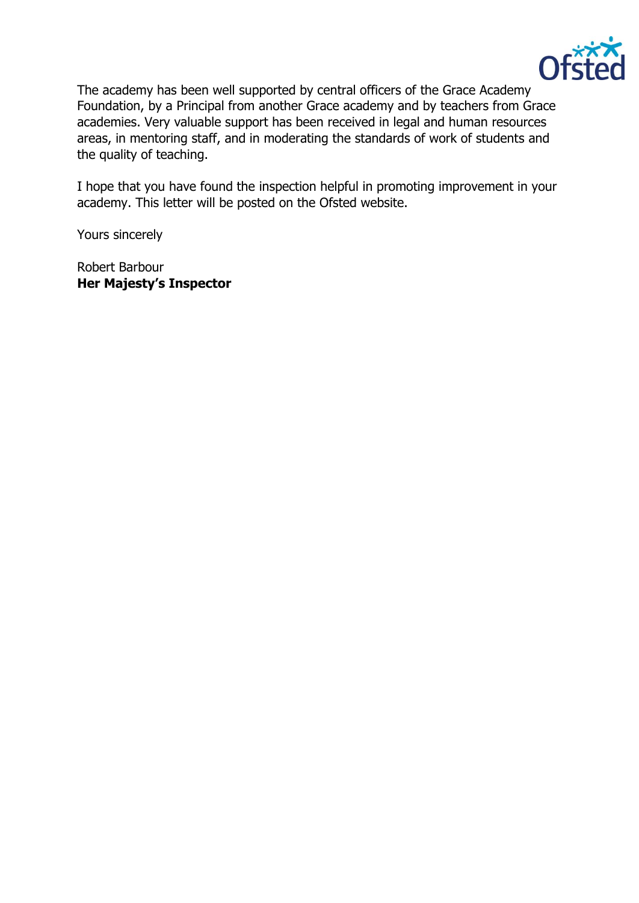The academy has been well supported by central officers of the Grace Academy Foundation, by a Principal from another Grace academy and by teachers from Grace academies. Very valuable support has been received in legal and human resources areas, in mentoring staff, and in moderating the standards of work of students and the quality of teaching.

I hope that you have found the inspection helpful in promoting improvement in your academy. This letter will be posted on the Ofsted website.

Yours sincerely

Robert Barbour
**Her Majesty's Inspector**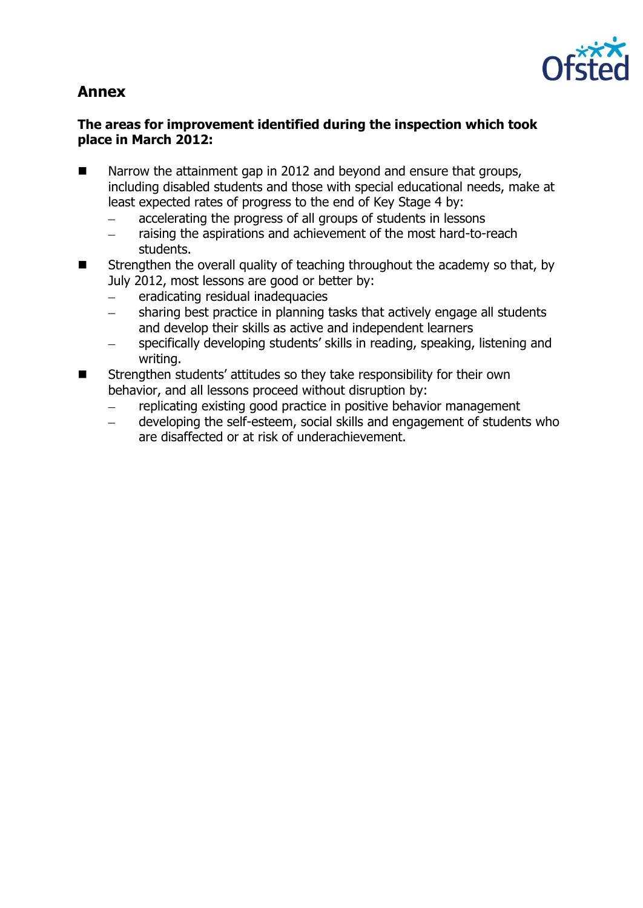## Annex

**The areas for improvement identified during the inspection which took place in March 2012:**

- Narrow the attainment gap in 2012 and beyond and ensure that groups, including disabled students and those with special educational needs, make at least expected rates of progress to the end of Key Stage 4 by:
  - accelerating the progress of all groups of students in lessons
  - raising the aspirations and achievement of the most hard-to-reach students.
- Strengthen the overall quality of teaching throughout the academy so that, by July 2012, most lessons are good or better by:
  - eradicating residual inadequacies
  - sharing best practice in planning tasks that actively engage all students and develop their skills as active and independent learners
  - specifically developing students' skills in reading, speaking, listening and writing.
- Strengthen students' attitudes so they take responsibility for their own behavior, and all lessons proceed without disruption by:
  - replicating existing good practice in positive behavior management
  - developing the self-esteem, social skills and engagement of students who are disaffected or at risk of underachievement.